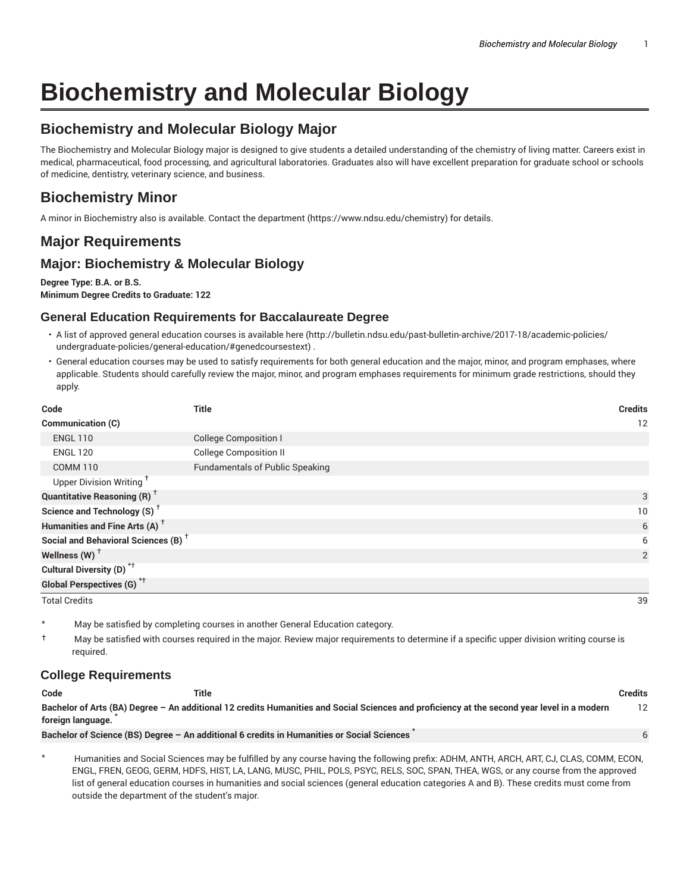# Biochemistry and Molecular Biology

## Biochemistry and Molecular Biology Major

The Biochemistry and Molecular Biology major is designed to give students a detailed understanding of the chemistry of living matter. Careers exist in medical, pharmaceutical, food processing, and agricultural laboratories. Graduates also will have excellent preparation for graduate school or schools of medicine, dentistry, veterinary science, and business.

## Biochemistry Minor

A minor in Biochemistry also is available. Contact the department (https://www.ndsu.edu/chemistry) for details.

## Major Requirements

### Major: Biochemistry & Molecular Biology

**Degree Type: B.A. or B.S.**
**Minimum Degree Credits to Graduate: 122**

#### General Education Requirements for Baccalaureate Degree

- A list of approved general education courses is available here (http://bulletin.ndsu.edu/past-bulletin-archive/2017-18/academic-policies/undergraduate-policies/general-education/#genedcoursestext) .
- General education courses may be used to satisfy requirements for both general education and the major, minor, and program emphases, where applicable. Students should carefully review the major, minor, and program emphases requirements for minimum grade restrictions, should they apply.

| Code | Title | Credits |
|---|---|---|
| **Communication (C)** | | 12 |
| ENGL 110 | College Composition I | |
| ENGL 120 | College Composition II | |
| COMM 110 | Fundamentals of Public Speaking | |
| Upper Division Writing † | | |
| **Quantitative Reasoning (R) †** | | 3 |
| **Science and Technology (S) †** | | 10 |
| **Humanities and Fine Arts (A) †** | | 6 |
| **Social and Behavioral Sciences (B) †** | | 6 |
| **Wellness (W) †** | | 2 |
| **Cultural Diversity (D) *†** | | |
| **Global Perspectives (G) *†** | | |
| Total Credits | | 39 |

\* May be satisfied by completing courses in another General Education category.

† May be satisfied with courses required in the major. Review major requirements to determine if a specific upper division writing course is required.

#### College Requirements

| Code | Title | Credits |
|---|---|---|
| **Bachelor of Arts (BA) Degree – An additional 12 credits Humanities and Social Sciences and proficiency at the second year level in a modern foreign language. \*** | | 12 |
| **Bachelor of Science (BS) Degree – An additional 6 credits in Humanities or Social Sciences \*** | | 6 |

\* Humanities and Social Sciences may be fulfilled by any course having the following prefix: ADHM, ANTH, ARCH, ART, CJ, CLAS, COMM, ECON, ENGL, FREN, GEOG, GERM, HDFS, HIST, LA, LANG, MUSC, PHIL, POLS, PSYC, RELS, SOC, SPAN, THEA, WGS, or any course from the approved list of general education courses in humanities and social sciences (general education categories A and B). These credits must come from outside the department of the student's major.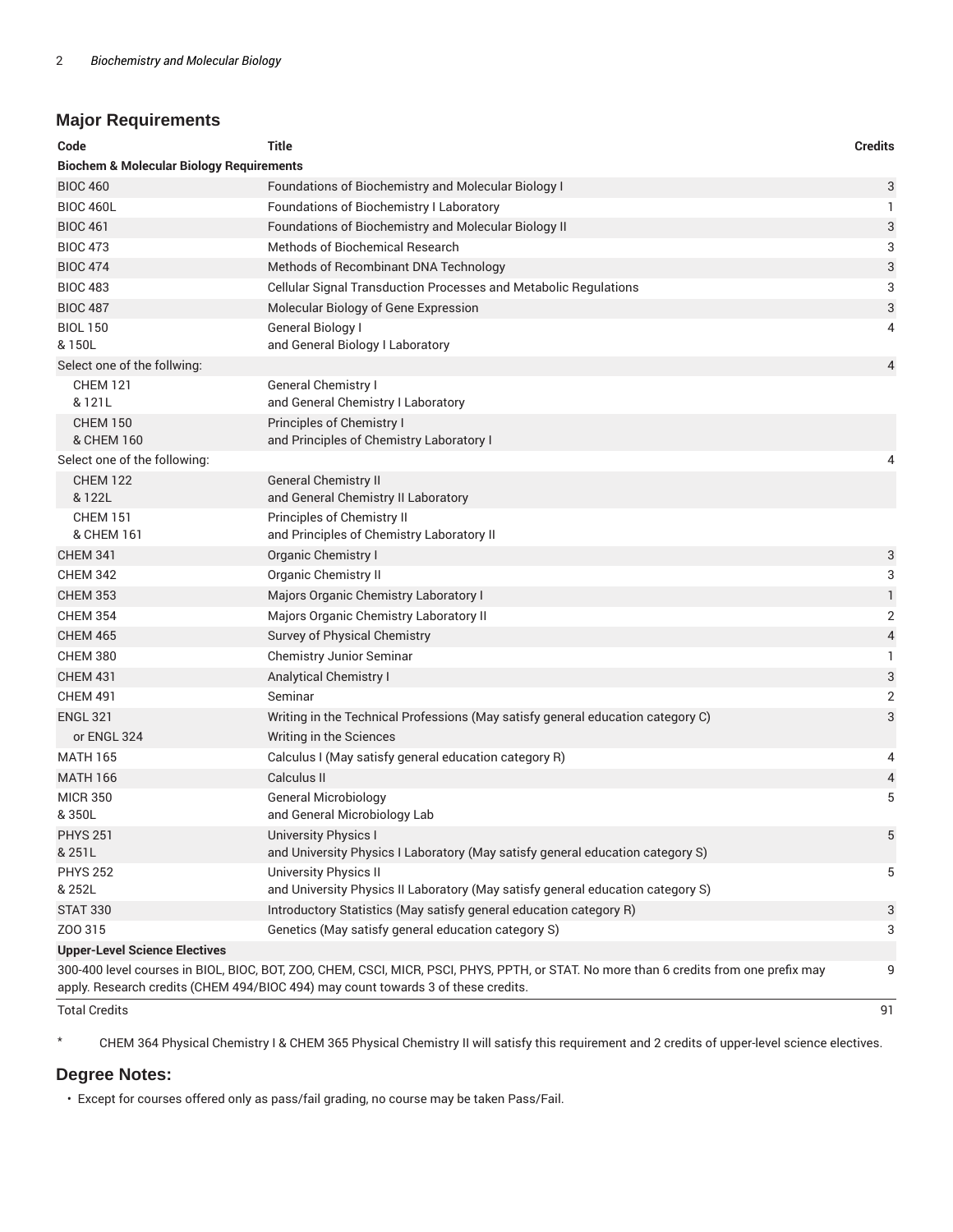## Major Requirements

| Code | Title | Credits |
|---|---|---|
| **Biochem & Molecular Biology Requirements** | | |
| BIOC 460 | Foundations of Biochemistry and Molecular Biology I | 3 |
| BIOC 460L | Foundations of Biochemistry I Laboratory | 1 |
| BIOC 461 | Foundations of Biochemistry and Molecular Biology II | 3 |
| BIOC 473 | Methods of Biochemical Research | 3 |
| BIOC 474 | Methods of Recombinant DNA Technology | 3 |
| BIOC 483 | Cellular Signal Transduction Processes and Metabolic Regulations | 3 |
| BIOC 487 | Molecular Biology of Gene Expression | 3 |
| BIOL 150 & 150L | General Biology I and General Biology I Laboratory | 4 |
| Select one of the follwing: | | 4 |
| CHEM 121 & 121L | General Chemistry I and General Chemistry I Laboratory | |
| CHEM 150 & CHEM 160 | Principles of Chemistry I and Principles of Chemistry Laboratory I | |
| Select one of the following: | | 4 |
| CHEM 122 & 122L | General Chemistry II and General Chemistry II Laboratory | |
| CHEM 151 & CHEM 161 | Principles of Chemistry II and Principles of Chemistry Laboratory II | |
| CHEM 341 | Organic Chemistry I | 3 |
| CHEM 342 | Organic Chemistry II | 3 |
| CHEM 353 | Majors Organic Chemistry Laboratory I | 1 |
| CHEM 354 | Majors Organic Chemistry Laboratory II | 2 |
| CHEM 465 | Survey of Physical Chemistry | 4 |
| CHEM 380 | Chemistry Junior Seminar | 1 |
| CHEM 431 | Analytical Chemistry I | 3 |
| CHEM 491 | Seminar | 2 |
| ENGL 321 | Writing in the Technical Professions (May satisfy general education category C) | 3 |
| or ENGL 324 | Writing in the Sciences | |
| MATH 165 | Calculus I (May satisfy general education category R) | 4 |
| MATH 166 | Calculus II | 4 |
| MICR 350 & 350L | General Microbiology and General Microbiology Lab | 5 |
| PHYS 251 & 251L | University Physics I and University Physics I Laboratory (May satisfy general education category S) | 5 |
| PHYS 252 & 252L | University Physics II and University Physics II Laboratory (May satisfy general education category S) | 5 |
| STAT 330 | Introductory Statistics (May satisfy general education category R) | 3 |
| ZOO 315 | Genetics (May satisfy general education category S) | 3 |
| **Upper-Level Science Electives** | | |
| 300-400 level courses in BIOL, BIOC, BOT, ZOO, CHEM, CSCI, MICR, PSCI, PHYS, PPTH, or STAT. No more than 6 credits from one prefix may apply. Research credits (CHEM 494/BIOC 494) may count towards 3 of these credits. | | 9 |
| Total Credits | | 91 |

\* CHEM 364 Physical Chemistry I & CHEM 365 Physical Chemistry II will satisfy this requirement and 2 credits of upper-level science electives.

## Degree Notes:

- Except for courses offered only as pass/fail grading, no course may be taken Pass/Fail.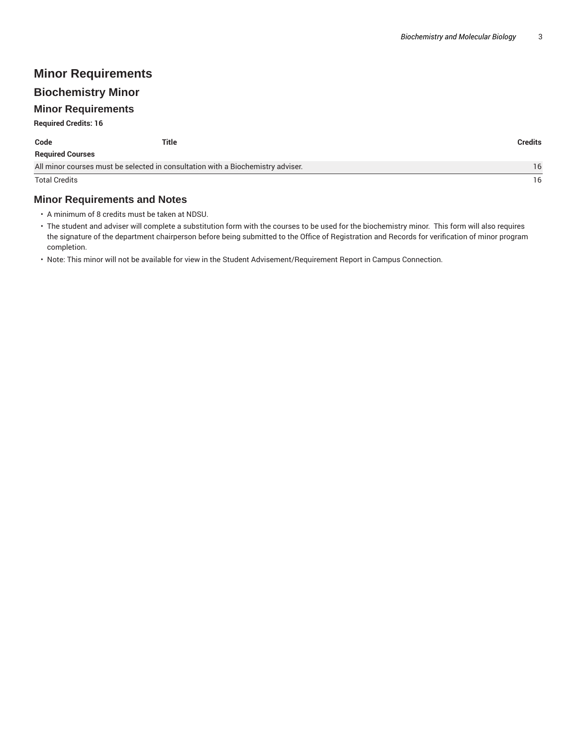# Minor Requirements

## Biochemistry Minor

### Minor Requirements

**Required Credits: 16**

| Code | Title | Credits |
|---|---|---|
| **Required Courses** | | |
| All minor courses must be selected in consultation with a Biochemistry adviser. | | 16 |
| Total Credits | | 16 |

### Minor Requirements and Notes

- A minimum of 8 credits must be taken at NDSU.
- The student and adviser will complete a substitution form with the courses to be used for the biochemistry minor. This form will also requires the signature of the department chairperson before being submitted to the Office of Registration and Records for verification of minor program completion.
- Note: This minor will not be available for view in the Student Advisement/Requirement Report in Campus Connection.